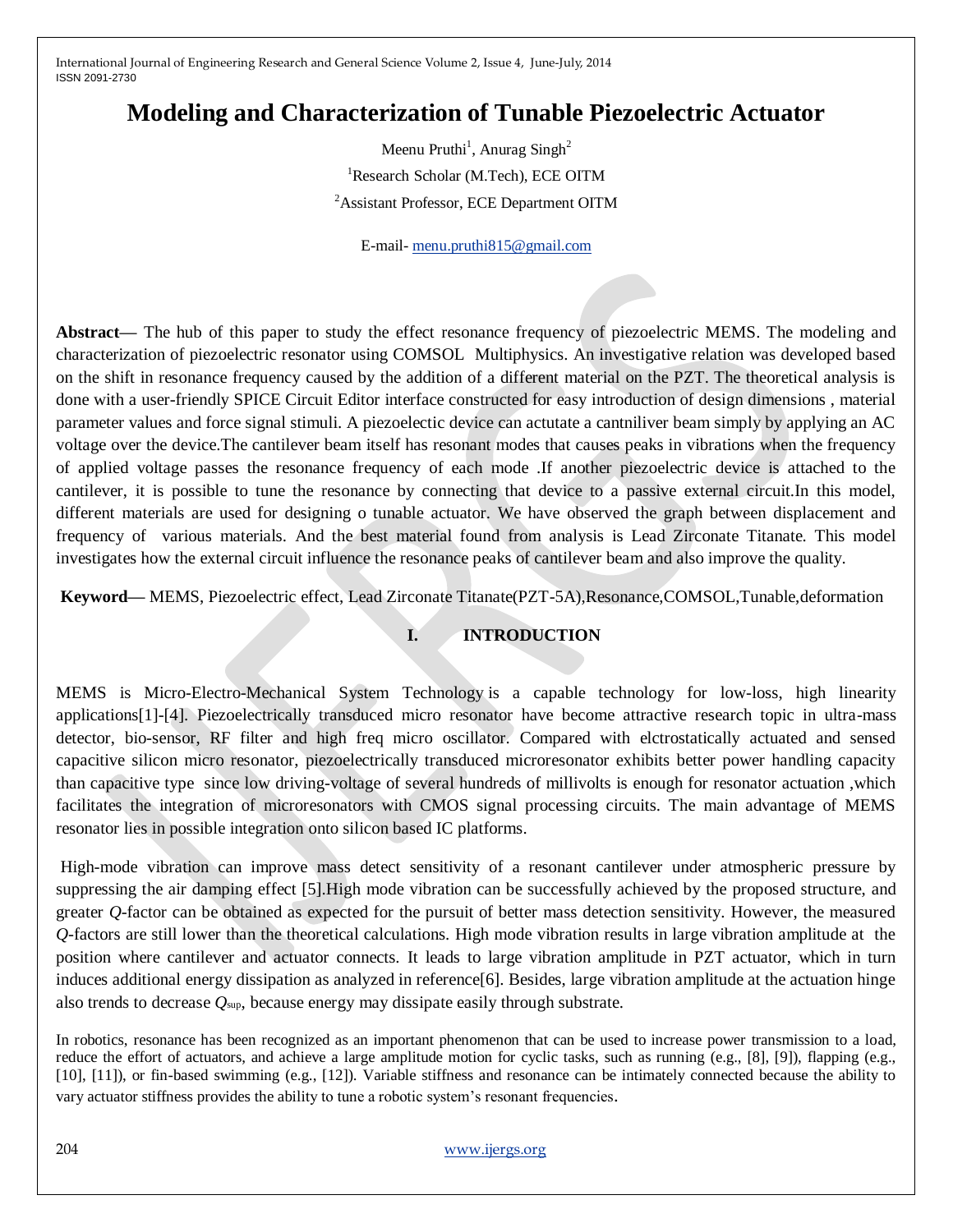# Modeling and Characterization of Tunable Piezoelectric Actuator

Meenu Pruthi[1], Anurag Singh[2]

[1]Research Scholar (M.Tech), ECE OITM

[2]Assistant Professor, ECE Department OITM

E-mail- menu.pruthi815@gmail.com

**Abstract**— The hub of this paper to study the effect resonance frequency of piezoelectric MEMS. The modeling and characterization of piezoelectric resonator using COMSOL Multiphysics. An investigative relation was developed based on the shift in resonance frequency caused by the addition of a different material on the PZT. The theoretical analysis is done with a user-friendly SPICE Circuit Editor interface constructed for easy introduction of design dimensions , material parameter values and force signal stimuli. A piezoelectic device can actutate a cantniliver beam simply by applying an AC voltage over the device.The cantilever beam itself has resonant modes that causes peaks in vibrations when the frequency of applied voltage passes the resonance frequency of each mode .If another piezoelectric device is attached to the cantilever, it is possible to tune the resonance by connecting that device to a passive external circuit.In this model, different materials are used for designing o tunable actuator. We have observed the graph between displacement and frequency of various materials. And the best material found from analysis is Lead Zirconate Titanate. This model investigates how the external circuit influence the resonance peaks of cantilever beam and also improve the quality.

**Keyword**— MEMS, Piezoelectric effect, Lead Zirconate Titanate(PZT-5A),Resonance,COMSOL,Tunable,deformation

## I. INTRODUCTION

MEMS is Micro-Electro-Mechanical System Technology is a capable technology for low-loss, high linearity applications[1]-[4]. Piezoelectrically transduced micro resonator have become attractive research topic in ultra-mass detector, bio-sensor, RF filter and high freq micro oscillator. Compared with elctrostatically actuated and sensed capacitive silicon micro resonator, piezoelectrically transduced microresonator exhibits better power handling capacity than capacitive type since low driving-voltage of several hundreds of millivolts is enough for resonator actuation ,which facilitates the integration of microresonators with CMOS signal processing circuits. The main advantage of MEMS resonator lies in possible integration onto silicon based IC platforms.

High-mode vibration can improve mass detect sensitivity of a resonant cantilever under atmospheric pressure by suppressing the air damping effect [5].High mode vibration can be successfully achieved by the proposed structure, and greater *Q*-factor can be obtained as expected for the pursuit of better mass detection sensitivity. However, the measured *Q*-factors are still lower than the theoretical calculations. High mode vibration results in large vibration amplitude at the position where cantilever and actuator connects. It leads to large vibration amplitude in PZT actuator, which in turn induces additional energy dissipation as analyzed in reference[6]. Besides, large vibration amplitude at the actuation hinge also trends to decrease $Q_{sup}$, because energy may dissipate easily through substrate.

In robotics, resonance has been recognized as an important phenomenon that can be used to increase power transmission to a load, reduce the effort of actuators, and achieve a large amplitude motion for cyclic tasks, such as running (e.g., [8], [9]), flapping (e.g., [10], [11]), or fin-based swimming (e.g., [12]). Variable stiffness and resonance can be intimately connected because the ability to vary actuator stiffness provides the ability to tune a robotic system's resonant frequencies.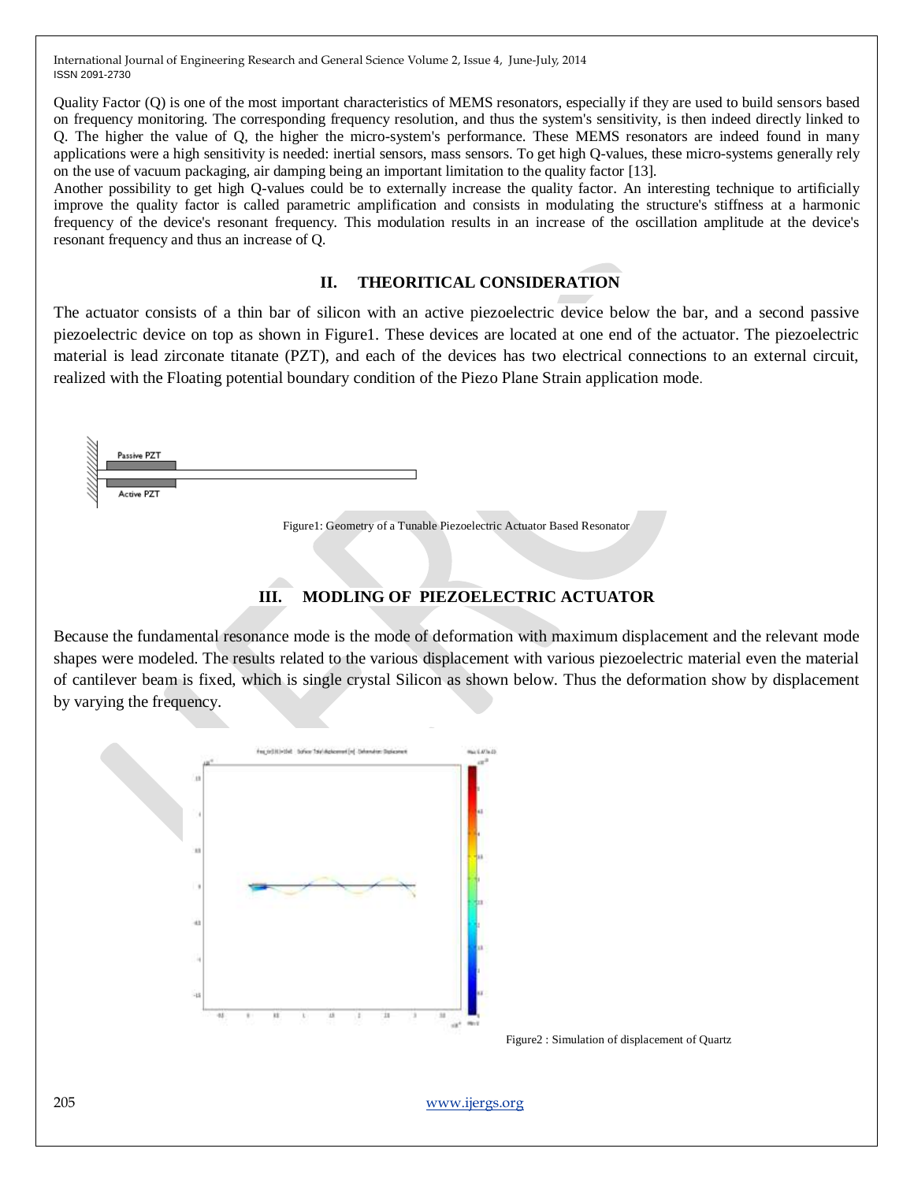Quality Factor (Q) is one of the most important characteristics of MEMS resonators, especially if they are used to build sensors based on frequency monitoring. The corresponding frequency resolution, and thus the system's sensitivity, is then indeed directly linked to Q. The higher the value of Q, the higher the micro-system's performance. These MEMS resonators are indeed found in many applications were a high sensitivity is needed: inertial sensors, mass sensors. To get high Q-values, these micro-systems generally rely on the use of vacuum packaging, air damping being an important limitation to the quality factor [13].

Another possibility to get high Q-values could be to externally increase the quality factor. An interesting technique to artificially improve the quality factor is called parametric amplification and consists in modulating the structure's stiffness at a harmonic frequency of the device's resonant frequency. This modulation results in an increase of the oscillation amplitude at the device's resonant frequency and thus an increase of Q.

## II. THEORITICAL CONSIDERATION

The actuator consists of a thin bar of silicon with an active piezoelectric device below the bar, and a second passive piezoelectric device on top as shown in Figure1. These devices are located at one end of the actuator. The piezoelectric material is lead zirconate titanate (PZT), and each of the devices has two electrical connections to an external circuit, realized with the Floating potential boundary condition of the Piezo Plane Strain application mode.

Figure1: Geometry of a Tunable Piezoelectric Actuator Based Resonator

## III. MODLING OF PIEZOELECTRIC ACTUATOR

Because the fundamental resonance mode is the mode of deformation with maximum displacement and the relevant mode shapes were modeled. The results related to the various displacement with various piezoelectric material even the material of cantilever beam is fixed, which is single crystal Silicon as shown below. Thus the deformation show by displacement by varying the frequency.

Figure2 : Simulation of displacement of Quartz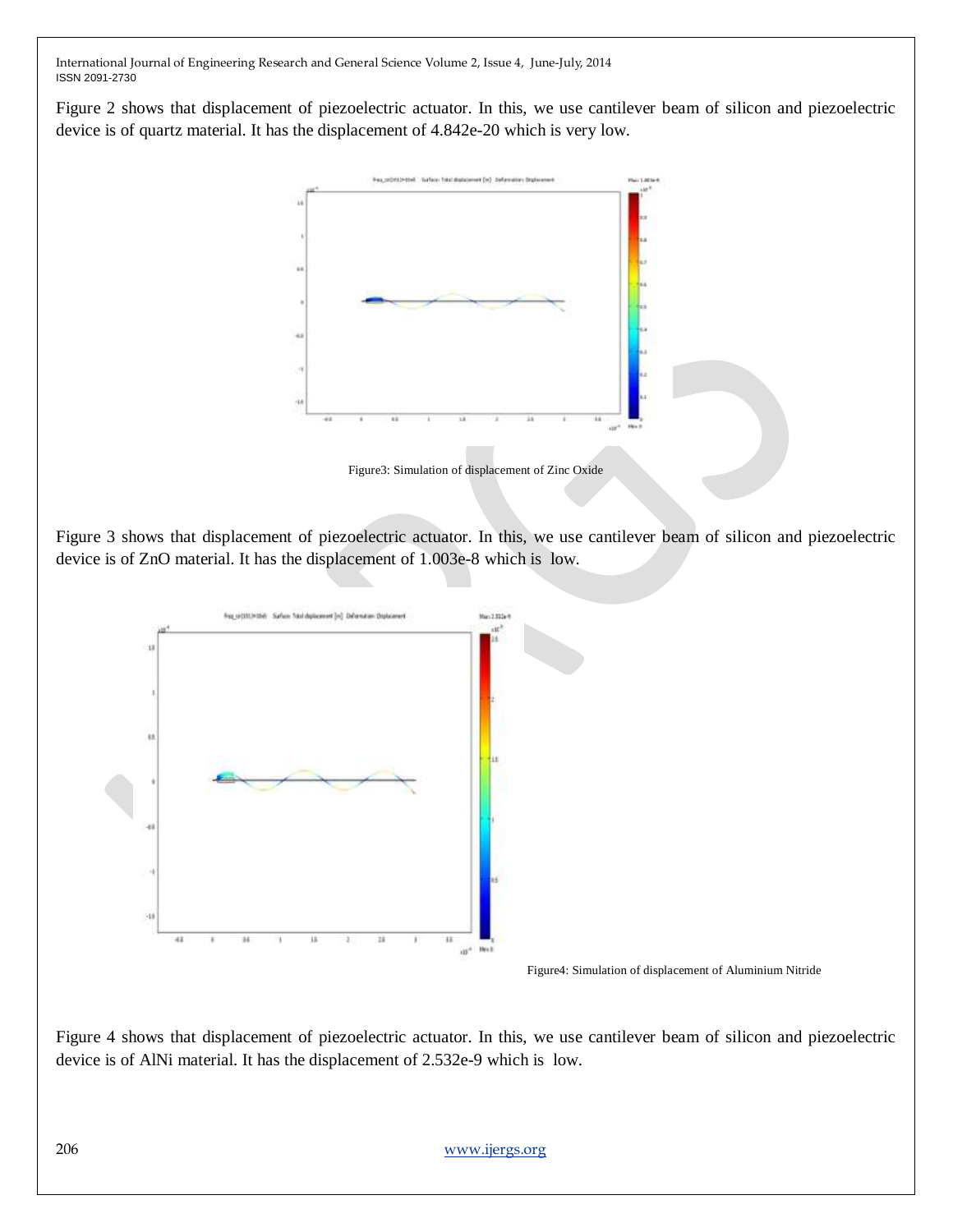Figure 2 shows that displacement of piezoelectric actuator. In this, we use cantilever beam of silicon and piezoelectric device is of quartz material. It has the displacement of 4.842e-20 which is very low.

Figure3: Simulation of displacement of Zinc Oxide

Figure 3 shows that displacement of piezoelectric actuator. In this, we use cantilever beam of silicon and piezoelectric device is of ZnO material. It has the displacement of 1.003e-8 which is low.

Figure4: Simulation of displacement of Aluminium Nitride

Figure 4 shows that displacement of piezoelectric actuator. In this, we use cantilever beam of silicon and piezoelectric device is of AlNi material. It has the displacement of 2.532e-9 which is low.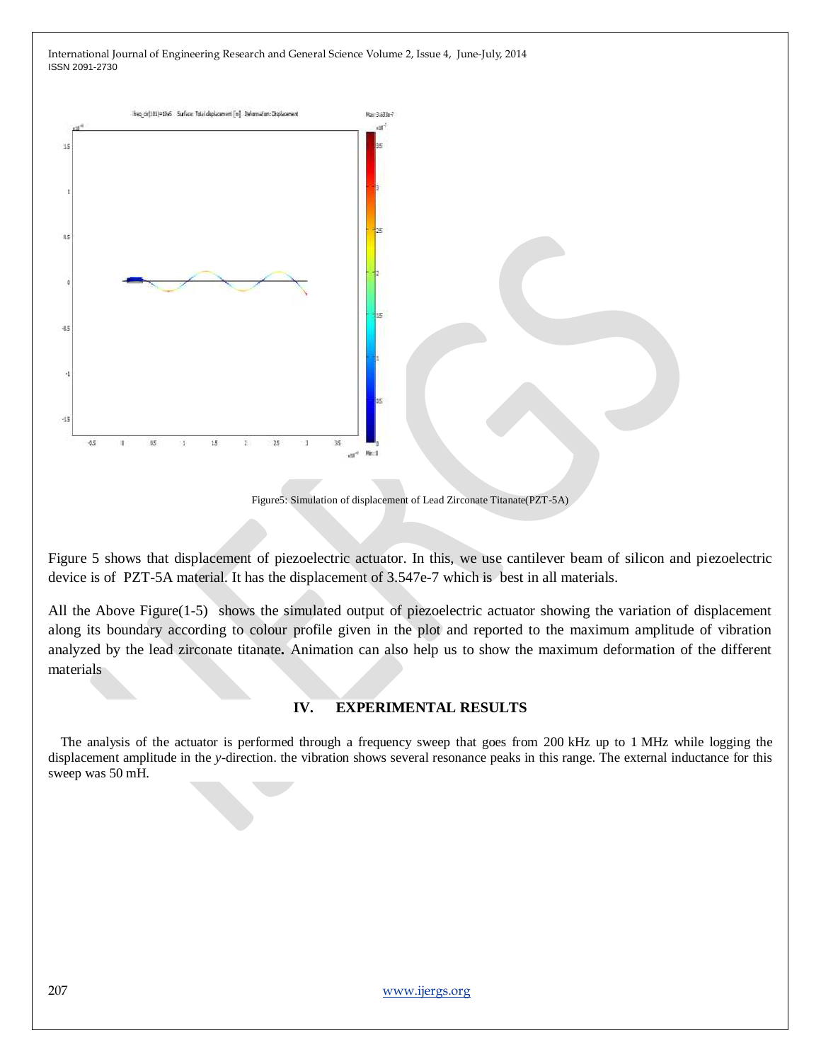Figure5: Simulation of displacement of Lead Zirconate Titanate(PZT-5A)

Figure 5 shows that displacement of piezoelectric actuator. In this, we use cantilever beam of silicon and piezoelectric device is of PZT-5A material. It has the displacement of 3.547e-7 which is best in all materials.

All the Above Figure(1-5) shows the simulated output of piezoelectric actuator showing the variation of displacement along its boundary according to colour profile given in the plot and reported to the maximum amplitude of vibration analyzed by the lead zirconate titanate**.** Animation can also help us to show the maximum deformation of the different materials

## IV. EXPERIMENTAL RESULTS

The analysis of the actuator is performed through a frequency sweep that goes from 200 kHz up to 1 MHz while logging the displacement amplitude in the *y*-direction. the vibration shows several resonance peaks in this range. The external inductance for this sweep was 50 mH.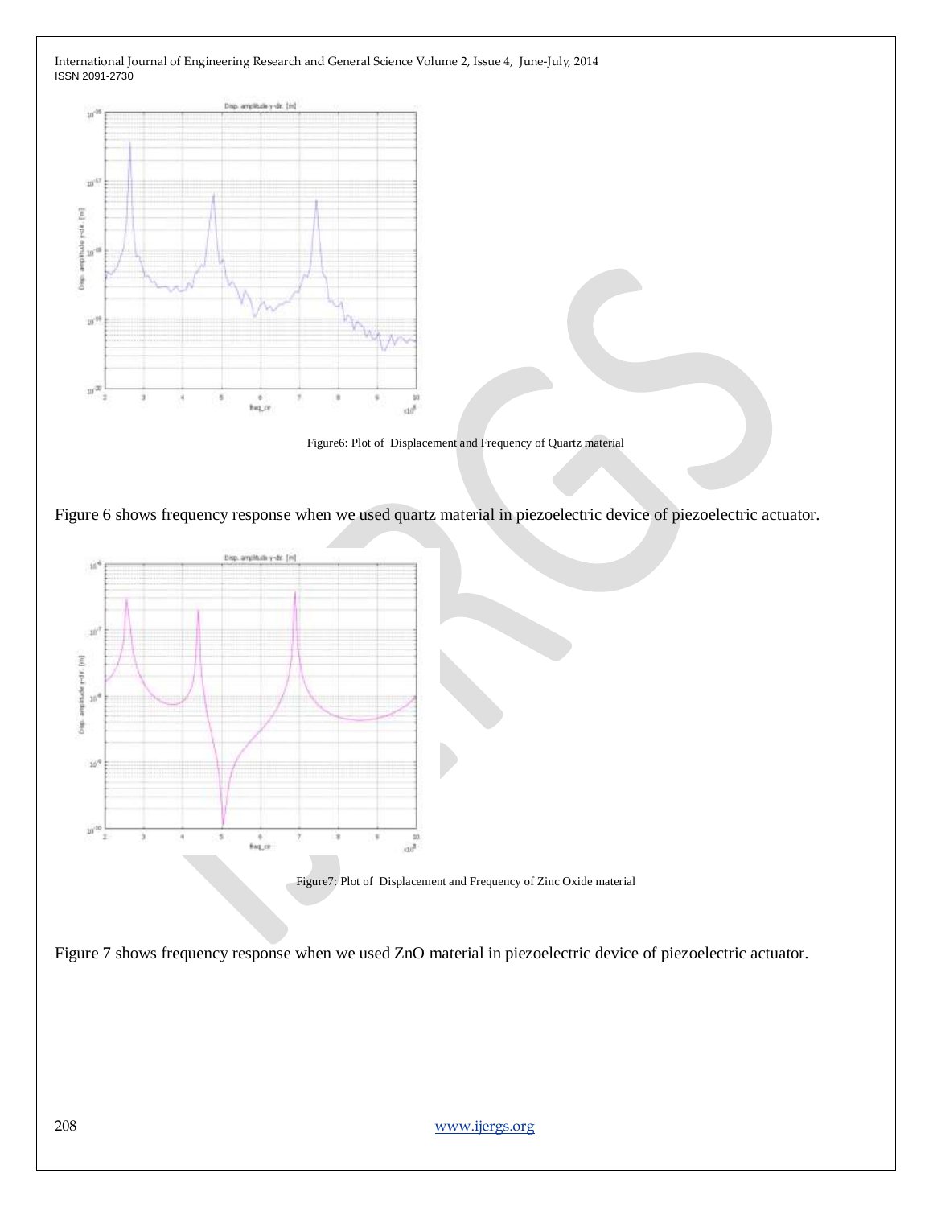Figure6: Plot of Displacement and Frequency of Quartz material

Figure 6 shows frequency response when we used quartz material in piezoelectric device of piezoelectric actuator.

Figure7: Plot of Displacement and Frequency of Zinc Oxide material

Figure 7 shows frequency response when we used ZnO material in piezoelectric device of piezoelectric actuator.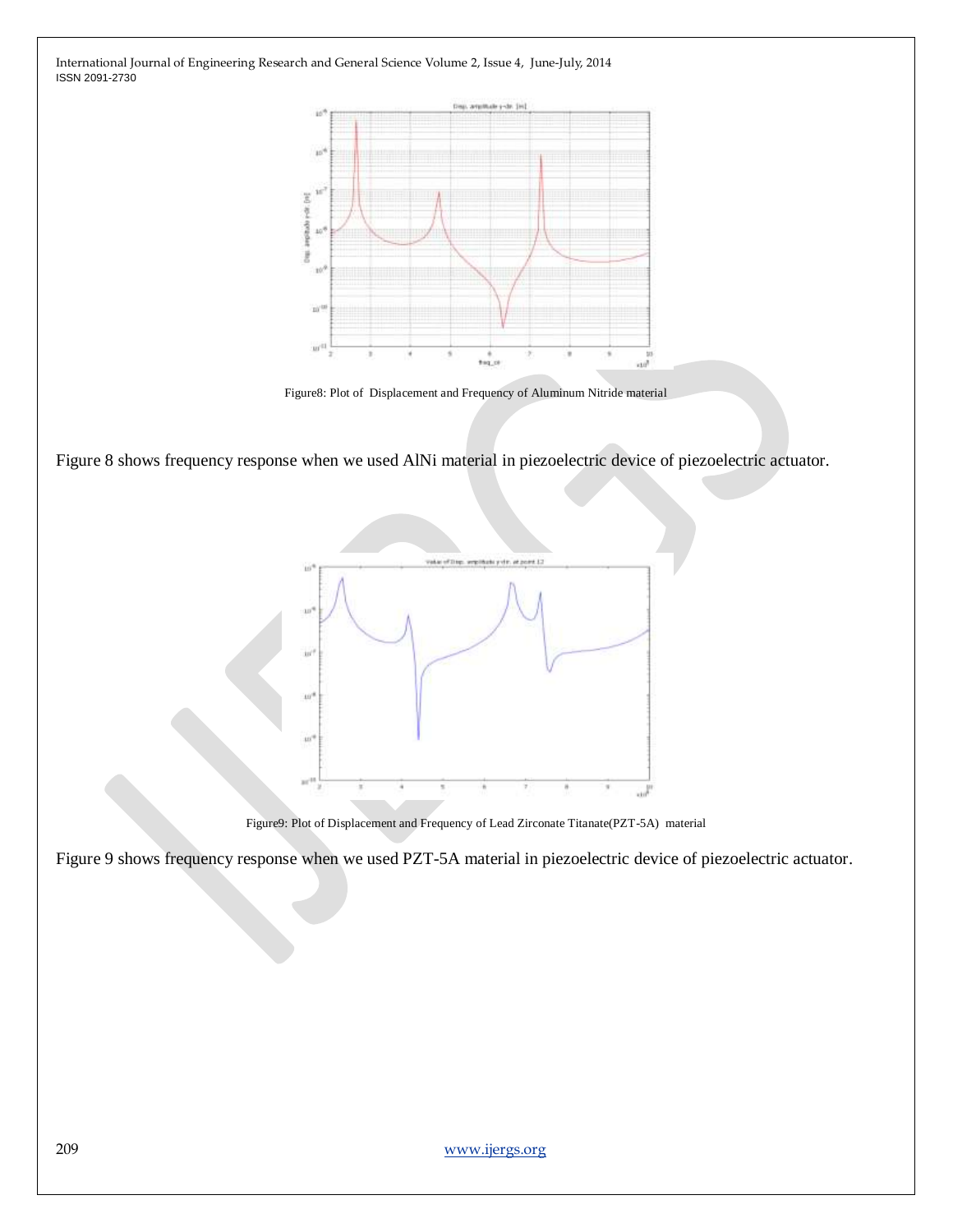Figure8: Plot of Displacement and Frequency of Aluminum Nitride material

Figure 8 shows frequency response when we used AlNi material in piezoelectric device of piezoelectric actuator.

Figure9: Plot of Displacement and Frequency of Lead Zirconate Titanate(PZT-5A) material

Figure 9 shows frequency response when we used PZT-5A material in piezoelectric device of piezoelectric actuator.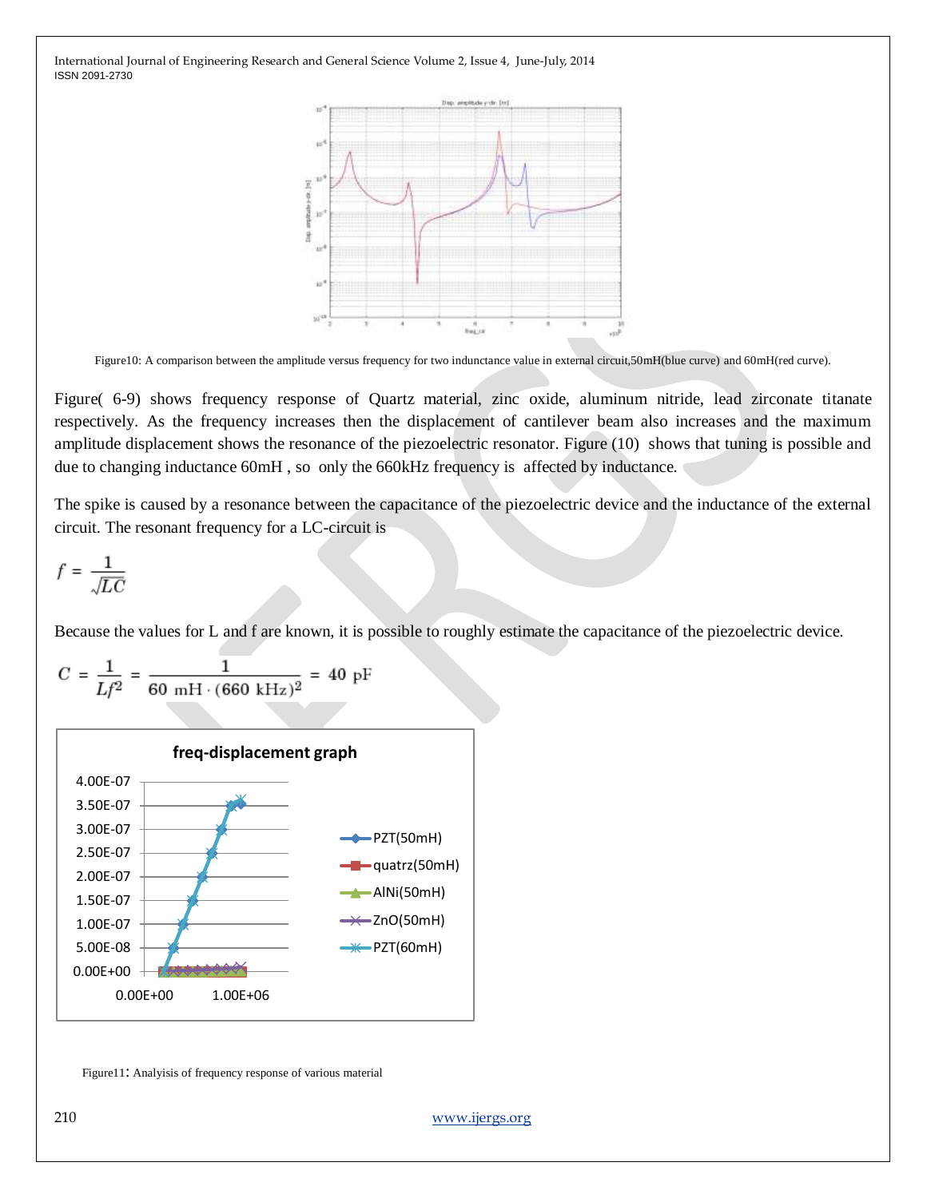Figure10: A comparison between the amplitude versus frequency for two indunctance value in external circuit,50mH(blue curve) and 60mH(red curve).

Figure( 6-9) shows frequency response of Quartz material, zinc oxide, aluminum nitride, lead zirconate titanate respectively. As the frequency increases then the displacement of cantilever beam also increases and the maximum amplitude displacement shows the resonance of the piezoelectric resonator. Figure (10) shows that tuning is possible and due to changing inductance 60mH , so only the 660kHz frequency is affected by inductance.

The spike is caused by a resonance between the capacitance of the piezoelectric device and the inductance of the external circuit. The resonant frequency for a LC-circuit is

$$f = \frac{1}{\sqrt{LC}}$$

Because the values for L and f are known, it is possible to roughly estimate the capacitance of the piezoelectric device.

$$C = \frac{1}{Lf^2} = \frac{1}{60\ \text{mH} \cdot (660\ \text{kHz})^2} = 40\ \text{pF}$$

Figure11: Analyisis of frequency response of various material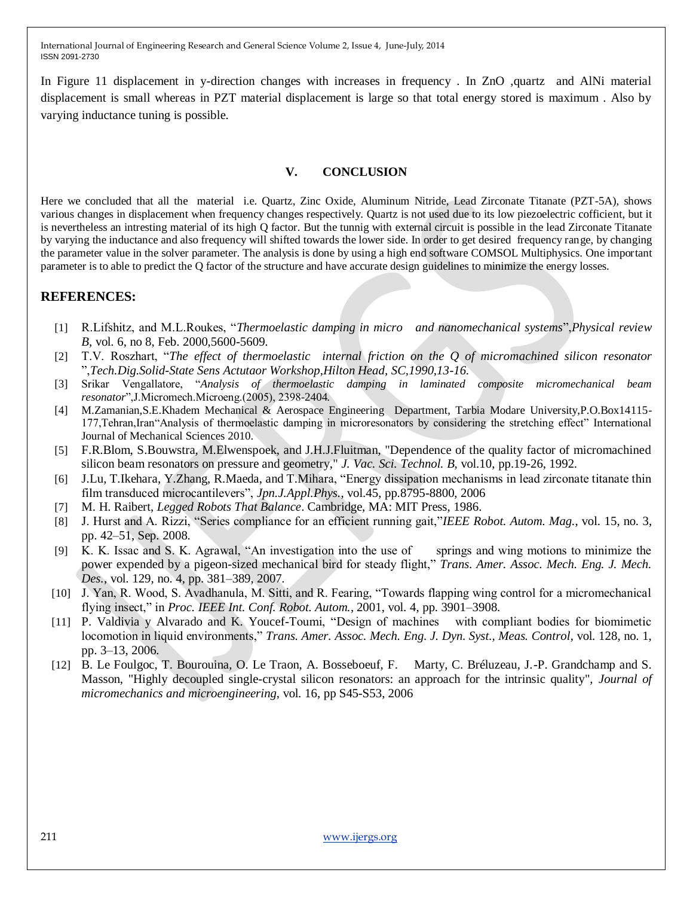In Figure 11 displacement in y-direction changes with increases in frequency . In ZnO ,quartz and AlNi material displacement is small whereas in PZT material displacement is large so that total energy stored is maximum . Also by varying inductance tuning is possible.

## V. CONCLUSION

Here we concluded that all the material i.e. Quartz, Zinc Oxide, Aluminum Nitride, Lead Zirconate Titanate (PZT-5A), shows various changes in displacement when frequency changes respectively. Quartz is not used due to its low piezoelectric cofficient, but it is nevertheless an intresting material of its high Q factor. But the tunnig with external circuit is possible in the lead Zirconate Titanate by varying the inductance and also frequency will shifted towards the lower side. In order to get desired frequency range, by changing the parameter value in the solver parameter. The analysis is done by using a high end software COMSOL Multiphysics. One important parameter is to able to predict the Q factor of the structure and have accurate design guidelines to minimize the energy losses.

## REFERENCES:

[1] R.Lifshitz, and M.L.Roukes, "*Thermoelastic damping in micro and nanomechanical systems*",*Physical review B*, vol. 6, no 8, Feb. 2000,5600-5609.

[2] T.V. Roszhart, "*The effect of thermoelastic internal friction on the Q of micromachined silicon resonator*",*Tech.Dig.Solid-State Sens Actutaor Workshop,Hilton Head, SC,1990,13-16.*

[3] Srikar Vengallatore, "*Analysis of thermoelastic damping in laminated composite micromechanical beam resonator*",J.Micromech.Microeng.(2005), 2398-2404.

[4] M.Zamanian,S.E.Khadem Mechanical & Aerospace Engineering Department, Tarbia Modare University,P.O.Box14115-177,Tehran,Iran"Analysis of thermoelastic damping in microresonators by considering the stretching effect" International Journal of Mechanical Sciences 2010.

[5] F.R.Blom, S.Bouwstra, M.Elwenspoek, and J.H.J.Fluitman, "Dependence of the quality factor of micromachined silicon beam resonators on pressure and geometry," *J. Vac. Sci. Technol. B*, vol.10, pp.19-26, 1992.

[6] J.Lu, T.Ikehara, Y.Zhang, R.Maeda, and T.Mihara, "Energy dissipation mechanisms in lead zirconate titanate thin film transduced microcantilevers", *Jpn.J.Appl.Phys.*, vol.45, pp.8795-8800, 2006

[7] M. H. Raibert, *Legged Robots That Balance*. Cambridge, MA: MIT Press, 1986.

[8] J. Hurst and A. Rizzi, "Series compliance for an efficient running gait,"*IEEE Robot. Autom. Mag.*, vol. 15, no. 3, pp. 42–51, Sep. 2008.

[9] K. K. Issac and S. K. Agrawal, "An investigation into the use of springs and wing motions to minimize the power expended by a pigeon-sized mechanical bird for steady flight," *Trans. Amer. Assoc. Mech. Eng. J. Mech. Des.*, vol. 129, no. 4, pp. 381–389, 2007.

[10] J. Yan, R. Wood, S. Avadhanula, M. Sitti, and R. Fearing, "Towards flapping wing control for a micromechanical flying insect," in *Proc. IEEE Int. Conf. Robot. Autom.*, 2001, vol. 4, pp. 3901–3908.

[11] P. Valdivia y Alvarado and K. Youcef-Toumi, "Design of machines with compliant bodies for biomimetic locomotion in liquid environments," *Trans. Amer. Assoc. Mech. Eng. J. Dyn. Syst., Meas. Control*, vol. 128, no. 1, pp. 3–13, 2006.

[12] B. Le Foulgoc, T. Bourouina, O. Le Traon, A. Bosseboeuf, F. Marty, C. Bréluzeau, J.-P. Grandchamp and S. Masson, "Highly decoupled single-crystal silicon resonators: an approach for the intrinsic quality", *Journal of micromechanics and microengineering*, vol. 16, pp S45-S53, 2006